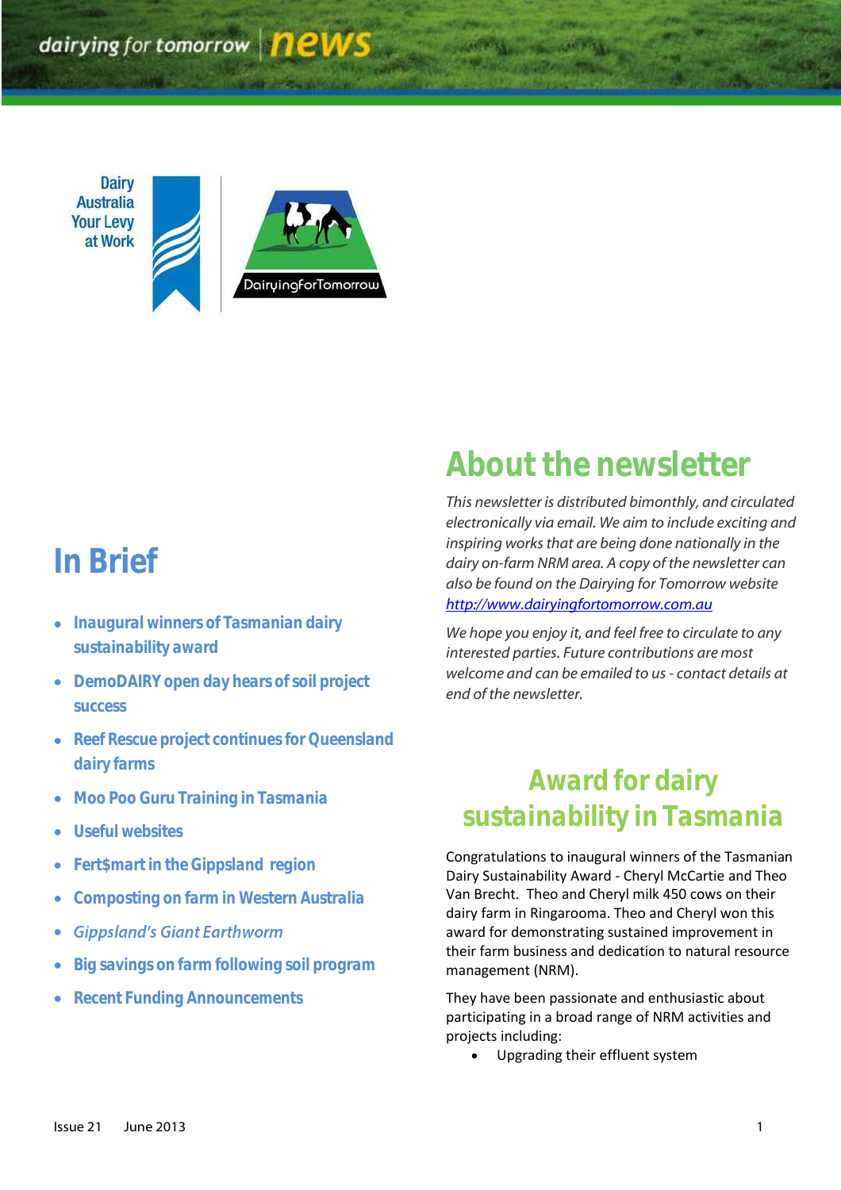dairying for tomorrow | news

Dairy Australia Your Levy at Work

DairyingForTomorrow

# In Brief

- Inaugural winners of Tasmanian dairy sustainability award
- DemoDAIRY open day hears of soil project success
- Reef Rescue project continues for Queensland dairy farms
- Moo Poo Guru Training in Tasmania
- Useful websites
- Fert$mart in the Gippsland region
- Composting on farm in Western Australia
- *Gippsland's Giant Earthworm*
- Big savings on farm following soil program
- Recent Funding Announcements

# About the newsletter

*This newsletter is distributed bimonthly, and circulated electronically via email. We aim to include exciting and inspiring works that are being done nationally in the dairy on-farm NRM area. A copy of the newsletter can also be found on the Dairying for Tomorrow website* *http://www.dairyingfortomorrow.com.au*

*We hope you enjoy it, and feel free to circulate to any interested parties. Future contributions are most welcome and can be emailed to us - contact details at end of the newsletter.*

## Award for dairy sustainability in Tasmania

Congratulations to inaugural winners of the Tasmanian Dairy Sustainability Award - Cheryl McCartie and Theo Van Brecht. Theo and Cheryl milk 450 cows on their dairy farm in Ringarooma. Theo and Cheryl won this award for demonstrating sustained improvement in their farm business and dedication to natural resource management (NRM).

They have been passionate and enthusiastic about participating in a broad range of NRM activities and projects including:

- Upgrading their effluent system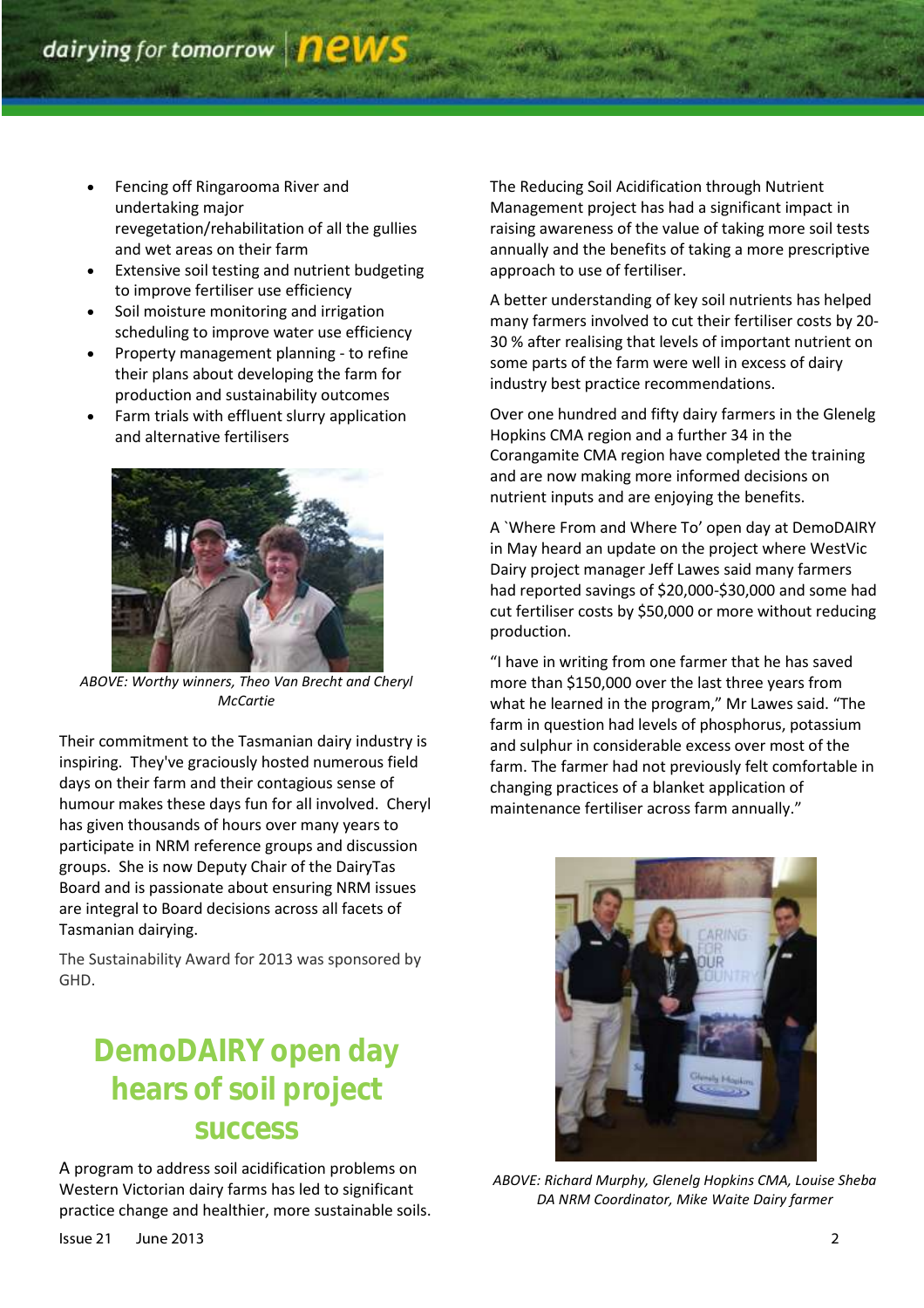- Fencing off Ringarooma River and undertaking major revegetation/rehabilitation of all the gullies and wet areas on their farm
- Extensive soil testing and nutrient budgeting to improve fertiliser use efficiency
- Soil moisture monitoring and irrigation scheduling to improve water use efficiency
- Property management planning - to refine their plans about developing the farm for production and sustainability outcomes
- Farm trials with effluent slurry application and alternative fertilisers

*ABOVE: Worthy winners, Theo Van Brecht and Cheryl McCartie*

Their commitment to the Tasmanian dairy industry is inspiring. They've graciously hosted numerous field days on their farm and their contagious sense of humour makes these days fun for all involved. Cheryl has given thousands of hours over many years to participate in NRM reference groups and discussion groups. She is now Deputy Chair of the DairyTas Board and is passionate about ensuring NRM issues are integral to Board decisions across all facets of Tasmanian dairying.

The Sustainability Award for 2013 was sponsored by GHD.

## DemoDAIRY open day hears of soil project success

A program to address soil acidification problems on Western Victorian dairy farms has led to significant practice change and healthier, more sustainable soils.

The Reducing Soil Acidification through Nutrient Management project has had a significant impact in raising awareness of the value of taking more soil tests annually and the benefits of taking a more prescriptive approach to use of fertiliser.

A better understanding of key soil nutrients has helped many farmers involved to cut their fertiliser costs by 20-30 % after realising that levels of important nutrient on some parts of the farm were well in excess of dairy industry best practice recommendations.

Over one hundred and fifty dairy farmers in the Glenelg Hopkins CMA region and a further 34 in the Corangamite CMA region have completed the training and are now making more informed decisions on nutrient inputs and are enjoying the benefits.

A `Where From and Where To' open day at DemoDAIRY in May heard an update on the project where WestVic Dairy project manager Jeff Lawes said many farmers had reported savings of $20,000-$30,000 and some had cut fertiliser costs by $50,000 or more without reducing production.

"I have in writing from one farmer that he has saved more than $150,000 over the last three years from what he learned in the program," Mr Lawes said. "The farm in question had levels of phosphorus, potassium and sulphur in considerable excess over most of the farm. The farmer had not previously felt comfortable in changing practices of a blanket application of maintenance fertiliser across farm annually."

*ABOVE: Richard Murphy, Glenelg Hopkins CMA, Louise Sheba DA NRM Coordinator, Mike Waite Dairy farmer*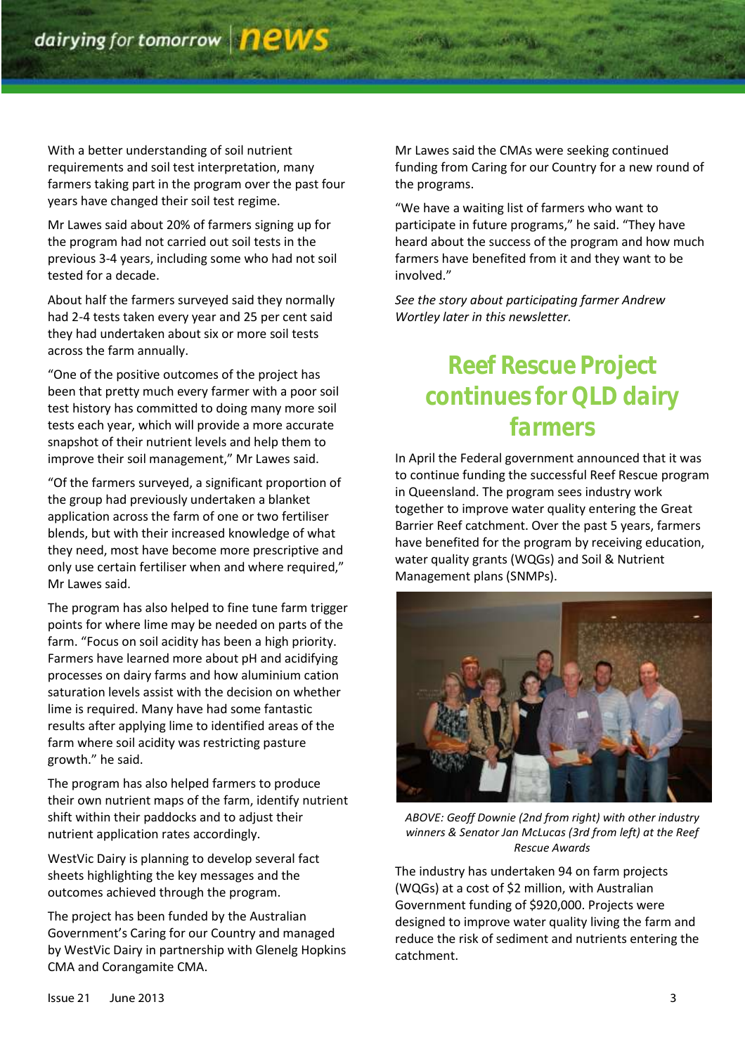With a better understanding of soil nutrient requirements and soil test interpretation, many farmers taking part in the program over the past four years have changed their soil test regime.

Mr Lawes said about 20% of farmers signing up for the program had not carried out soil tests in the previous 3-4 years, including some who had not soil tested for a decade.

About half the farmers surveyed said they normally had 2-4 tests taken every year and 25 per cent said they had undertaken about six or more soil tests across the farm annually.

"One of the positive outcomes of the project has been that pretty much every farmer with a poor soil test history has committed to doing many more soil tests each year, which will provide a more accurate snapshot of their nutrient levels and help them to improve their soil management," Mr Lawes said.

"Of the farmers surveyed, a significant proportion of the group had previously undertaken a blanket application across the farm of one or two fertiliser blends, but with their increased knowledge of what they need, most have become more prescriptive and only use certain fertiliser when and where required," Mr Lawes said.

The program has also helped to fine tune farm trigger points for where lime may be needed on parts of the farm. "Focus on soil acidity has been a high priority. Farmers have learned more about pH and acidifying processes on dairy farms and how aluminium cation saturation levels assist with the decision on whether lime is required. Many have had some fantastic results after applying lime to identified areas of the farm where soil acidity was restricting pasture growth." he said.

The program has also helped farmers to produce their own nutrient maps of the farm, identify nutrient shift within their paddocks and to adjust their nutrient application rates accordingly.

WestVic Dairy is planning to develop several fact sheets highlighting the key messages and the outcomes achieved through the program.

The project has been funded by the Australian Government's Caring for our Country and managed by WestVic Dairy in partnership with Glenelg Hopkins CMA and Corangamite CMA.

Mr Lawes said the CMAs were seeking continued funding from Caring for our Country for a new round of the programs.

"We have a waiting list of farmers who want to participate in future programs," he said. "They have heard about the success of the program and how much farmers have benefited from it and they want to be involved."

*See the story about participating farmer Andrew Wortley later in this newsletter.*

## Reef Rescue Project continues for QLD dairy farmers

In April the Federal government announced that it was to continue funding the successful Reef Rescue program in Queensland. The program sees industry work together to improve water quality entering the Great Barrier Reef catchment. Over the past 5 years, farmers have benefited for the program by receiving education, water quality grants (WQGs) and Soil & Nutrient Management plans (SNMPs).

*ABOVE: Geoff Downie (2nd from right) with other industry winners & Senator Jan McLucas (3rd from left) at the Reef Rescue Awards*

The industry has undertaken 94 on farm projects (WQGs) at a cost of $2 million, with Australian Government funding of $920,000. Projects were designed to improve water quality living the farm and reduce the risk of sediment and nutrients entering the catchment.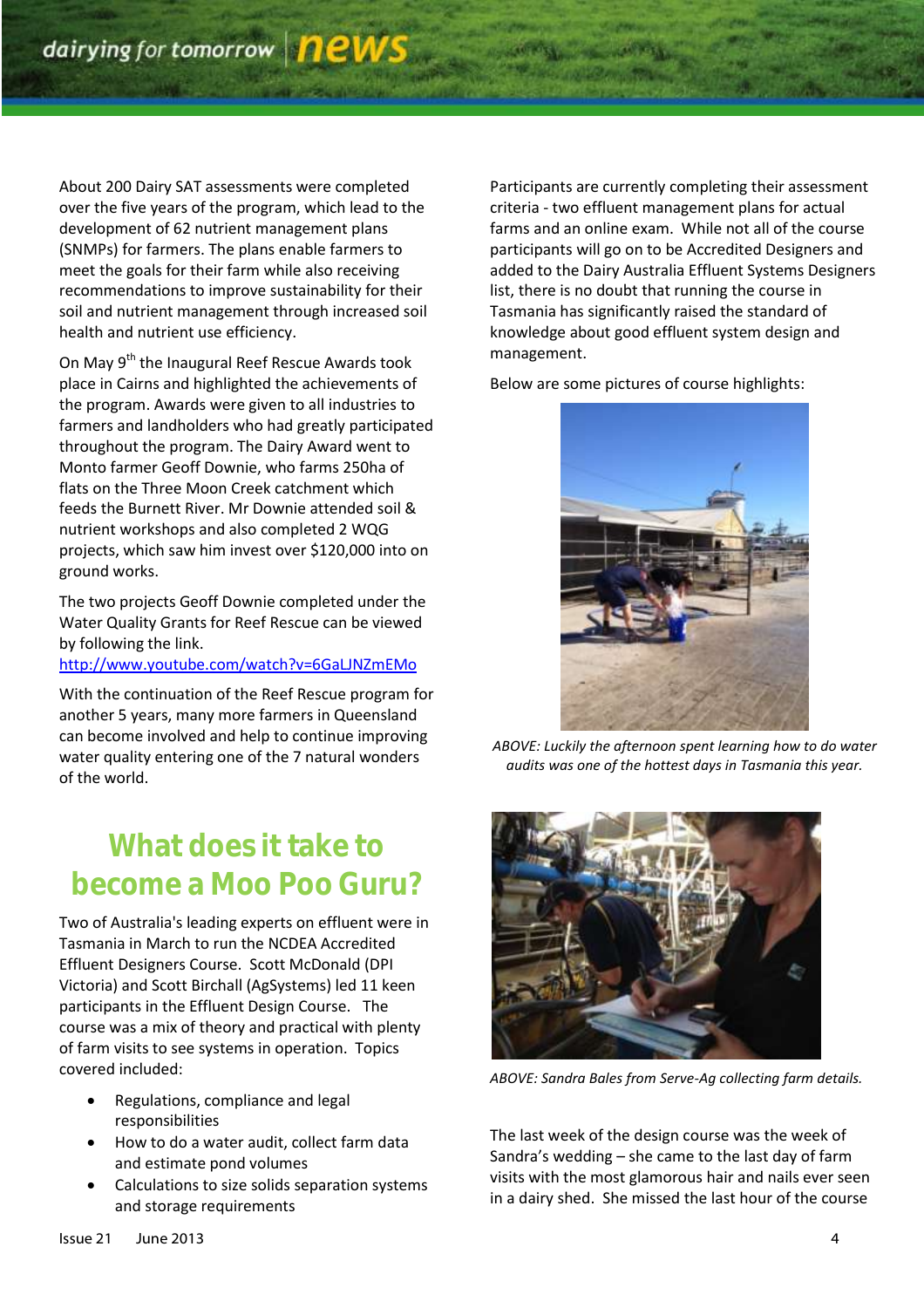About 200 Dairy SAT assessments were completed over the five years of the program, which lead to the development of 62 nutrient management plans (SNMPs) for farmers. The plans enable farmers to meet the goals for their farm while also receiving recommendations to improve sustainability for their soil and nutrient management through increased soil health and nutrient use efficiency.

On May 9th the Inaugural Reef Rescue Awards took place in Cairns and highlighted the achievements of the program. Awards were given to all industries to farmers and landholders who had greatly participated throughout the program. The Dairy Award went to Monto farmer Geoff Downie, who farms 250ha of flats on the Three Moon Creek catchment which feeds the Burnett River. Mr Downie attended soil & nutrient workshops and also completed 2 WQG projects, which saw him invest over $120,000 into on ground works.

The two projects Geoff Downie completed under the Water Quality Grants for Reef Rescue can be viewed by following the link.
http://www.youtube.com/watch?v=6GaLJNZmEMo

With the continuation of the Reef Rescue program for another 5 years, many more farmers in Queensland can become involved and help to continue improving water quality entering one of the 7 natural wonders of the world.

## What does it take to become a Moo Poo Guru?

Two of Australia's leading experts on effluent were in Tasmania in March to run the NCDEA Accredited Effluent Designers Course. Scott McDonald (DPI Victoria) and Scott Birchall (AgSystems) led 11 keen participants in the Effluent Design Course. The course was a mix of theory and practical with plenty of farm visits to see systems in operation. Topics covered included:

- Regulations, compliance and legal responsibilities
- How to do a water audit, collect farm data and estimate pond volumes
- Calculations to size solids separation systems and storage requirements

Participants are currently completing their assessment criteria - two effluent management plans for actual farms and an online exam. While not all of the course participants will go on to be Accredited Designers and added to the Dairy Australia Effluent Systems Designers list, there is no doubt that running the course in Tasmania has significantly raised the standard of knowledge about good effluent system design and management.

Below are some pictures of course highlights:

*ABOVE: Luckily the afternoon spent learning how to do water audits was one of the hottest days in Tasmania this year.*

*ABOVE: Sandra Bales from Serve-Ag collecting farm details.*

The last week of the design course was the week of Sandra's wedding – she came to the last day of farm visits with the most glamorous hair and nails ever seen in a dairy shed. She missed the last hour of the course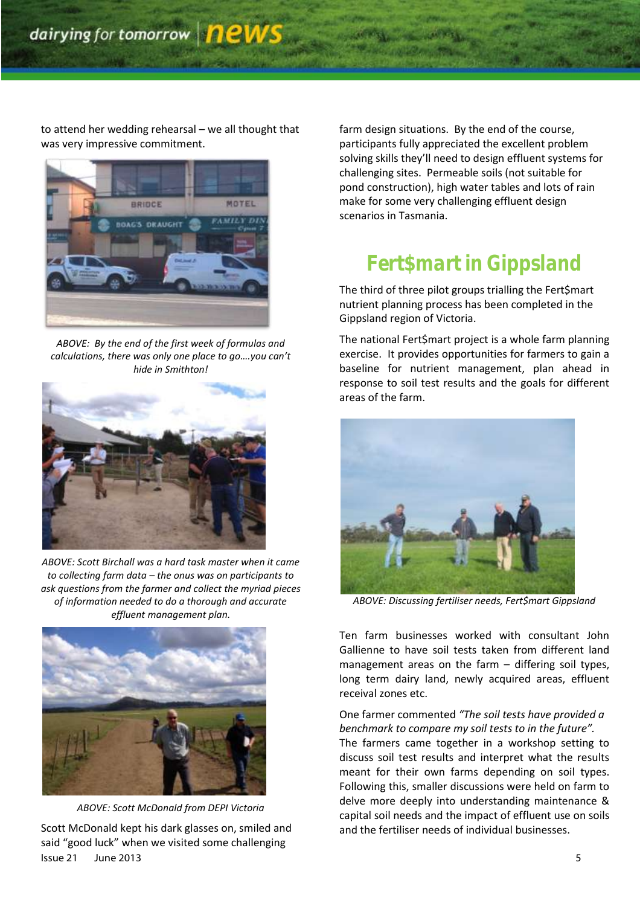to attend her wedding rehearsal – we all thought that was very impressive commitment.

*ABOVE: By the end of the first week of formulas and calculations, there was only one place to go….you can't hide in Smithton!*

*ABOVE: Scott Birchall was a hard task master when it came to collecting farm data – the onus was on participants to ask questions from the farmer and collect the myriad pieces of information needed to do a thorough and accurate effluent management plan.*

*ABOVE: Scott McDonald from DEPI Victoria*

Scott McDonald kept his dark glasses on, smiled and said "good luck" when we visited some challenging farm design situations. By the end of the course, participants fully appreciated the excellent problem solving skills they'll need to design effluent systems for challenging sites. Permeable soils (not suitable for pond construction), high water tables and lots of rain make for some very challenging effluent design scenarios in Tasmania.

## Fert$mart in Gippsland

The third of three pilot groups trialling the Fert$mart nutrient planning process has been completed in the Gippsland region of Victoria.

The national Fert$mart project is a whole farm planning exercise. It provides opportunities for farmers to gain a baseline for nutrient management, plan ahead in response to soil test results and the goals for different areas of the farm.

*ABOVE: Discussing fertiliser needs, Fert$mart Gippsland*

Ten farm businesses worked with consultant John Gallienne to have soil tests taken from different land management areas on the farm – differing soil types, long term dairy land, newly acquired areas, effluent receival zones etc.

One farmer commented *"The soil tests have provided a benchmark to compare my soil tests to in the future".* The farmers came together in a workshop setting to discuss soil test results and interpret what the results meant for their own farms depending on soil types. Following this, smaller discussions were held on farm to delve more deeply into understanding maintenance & capital soil needs and the impact of effluent use on soils and the fertiliser needs of individual businesses.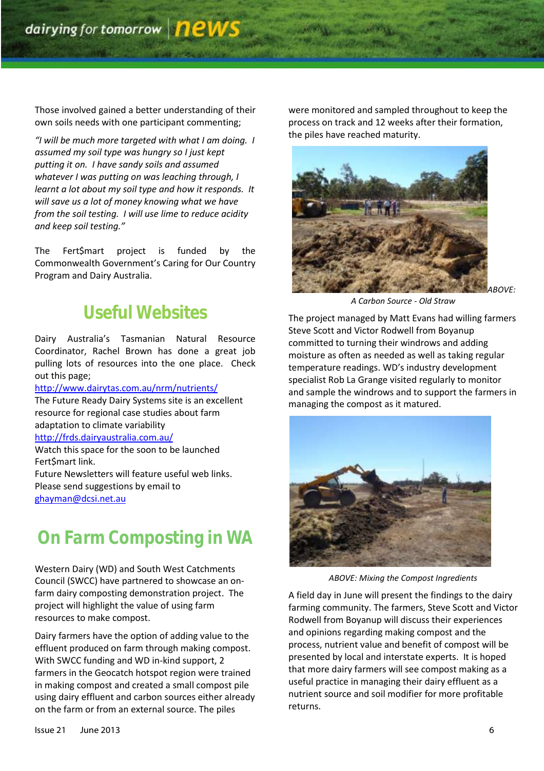Those involved gained a better understanding of their own soils needs with one participant commenting;

*"I will be much more targeted with what I am doing. I assumed my soil type was hungry so I just kept putting it on. I have sandy soils and assumed whatever I was putting on was leaching through, I learnt a lot about my soil type and how it responds. It will save us a lot of money knowing what we have from the soil testing. I will use lime to reduce acidity and keep soil testing."*

The Fert$mart project is funded by the Commonwealth Government's Caring for Our Country Program and Dairy Australia.

## Useful Websites

Dairy Australia's Tasmanian Natural Resource Coordinator, Rachel Brown has done a great job pulling lots of resources into the one place. Check out this page;
http://www.dairytas.com.au/nrm/nutrients/
The Future Ready Dairy Systems site is an excellent resource for regional case studies about farm adaptation to climate variability
http://frds.dairyaustralia.com.au/
Watch this space for the soon to be launched Fert$mart link.
Future Newsletters will feature useful web links. Please send suggestions by email to
ghayman@dcsi.net.au

## On Farm Composting in WA

Western Dairy (WD) and South West Catchments Council (SWCC) have partnered to showcase an on-farm dairy composting demonstration project. The project will highlight the value of using farm resources to make compost.

Dairy farmers have the option of adding value to the effluent produced on farm through making compost. With SWCC funding and WD in-kind support, 2 farmers in the Geocatch hotspot region were trained in making compost and created a small compost pile using dairy effluent and carbon sources either already on the farm or from an external source. The piles were monitored and sampled throughout to keep the process on track and 12 weeks after their formation, the piles have reached maturity.

*ABOVE: A Carbon Source - Old Straw*

The project managed by Matt Evans had willing farmers Steve Scott and Victor Rodwell from Boyanup committed to turning their windrows and adding moisture as often as needed as well as taking regular temperature readings. WD's industry development specialist Rob La Grange visited regularly to monitor and sample the windrows and to support the farmers in managing the compost as it matured.

*ABOVE: Mixing the Compost Ingredients*

A field day in June will present the findings to the dairy farming community. The farmers, Steve Scott and Victor Rodwell from Boyanup will discuss their experiences and opinions regarding making compost and the process, nutrient value and benefit of compost will be presented by local and interstate experts. It is hoped that more dairy farmers will see compost making as a useful practice in managing their dairy effluent as a nutrient source and soil modifier for more profitable returns.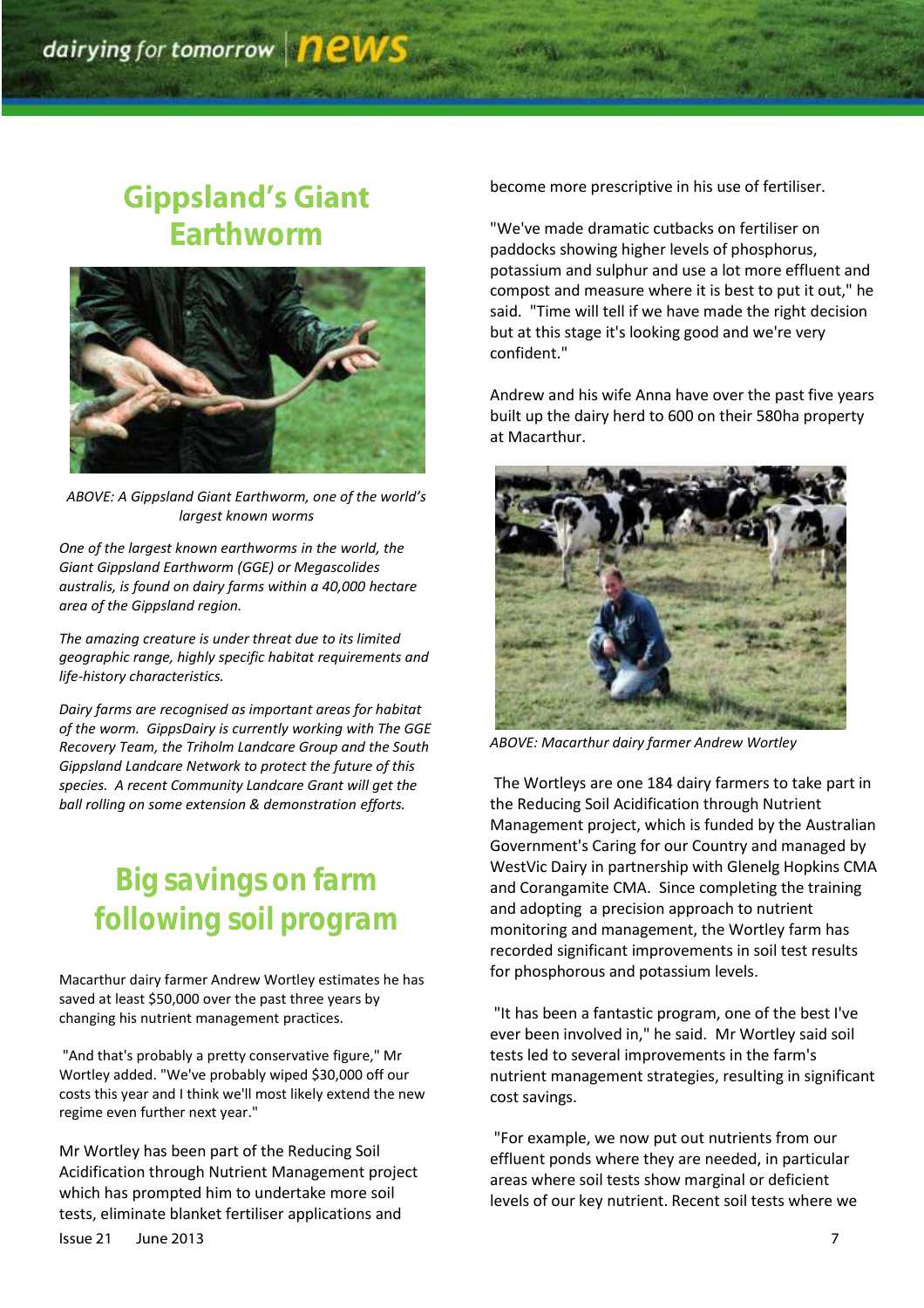## Gippsland's Giant Earthworm

*ABOVE: A Gippsland Giant Earthworm, one of the world's largest known worms*

*One of the largest known earthworms in the world, the Giant Gippsland Earthworm (GGE) or Megascolides australis, is found on dairy farms within a 40,000 hectare area of the Gippsland region.*

*The amazing creature is under threat due to its limited geographic range, highly specific habitat requirements and life-history characteristics.*

*Dairy farms are recognised as important areas for habitat of the worm. GippsDairy is currently working with The GGE Recovery Team, the Triholm Landcare Group and the South Gippsland Landcare Network to protect the future of this species. A recent Community Landcare Grant will get the ball rolling on some extension & demonstration efforts.*

## Big savings on farm following soil program

Macarthur dairy farmer Andrew Wortley estimates he has saved at least $50,000 over the past three years by changing his nutrient management practices.

"And that's probably a pretty conservative figure," Mr Wortley added. "We've probably wiped $30,000 off our costs this year and I think we'll most likely extend the new regime even further next year."

Mr Wortley has been part of the Reducing Soil Acidification through Nutrient Management project which has prompted him to undertake more soil tests, eliminate blanket fertiliser applications and become more prescriptive in his use of fertiliser.

"We've made dramatic cutbacks on fertiliser on paddocks showing higher levels of phosphorus, potassium and sulphur and use a lot more effluent and compost and measure where it is best to put it out," he said. "Time will tell if we have made the right decision but at this stage it's looking good and we're very confident."

Andrew and his wife Anna have over the past five years built up the dairy herd to 600 on their 580ha property at Macarthur.

*ABOVE: Macarthur dairy farmer Andrew Wortley*

The Wortleys are one 184 dairy farmers to take part in the Reducing Soil Acidification through Nutrient Management project, which is funded by the Australian Government's Caring for our Country and managed by WestVic Dairy in partnership with Glenelg Hopkins CMA and Corangamite CMA. Since completing the training and adopting a precision approach to nutrient monitoring and management, the Wortley farm has recorded significant improvements in soil test results for phosphorous and potassium levels.

"It has been a fantastic program, one of the best I've ever been involved in," he said. Mr Wortley said soil tests led to several improvements in the farm's nutrient management strategies, resulting in significant cost savings.

"For example, we now put out nutrients from our effluent ponds where they are needed, in particular areas where soil tests show marginal or deficient levels of our key nutrient. Recent soil tests where we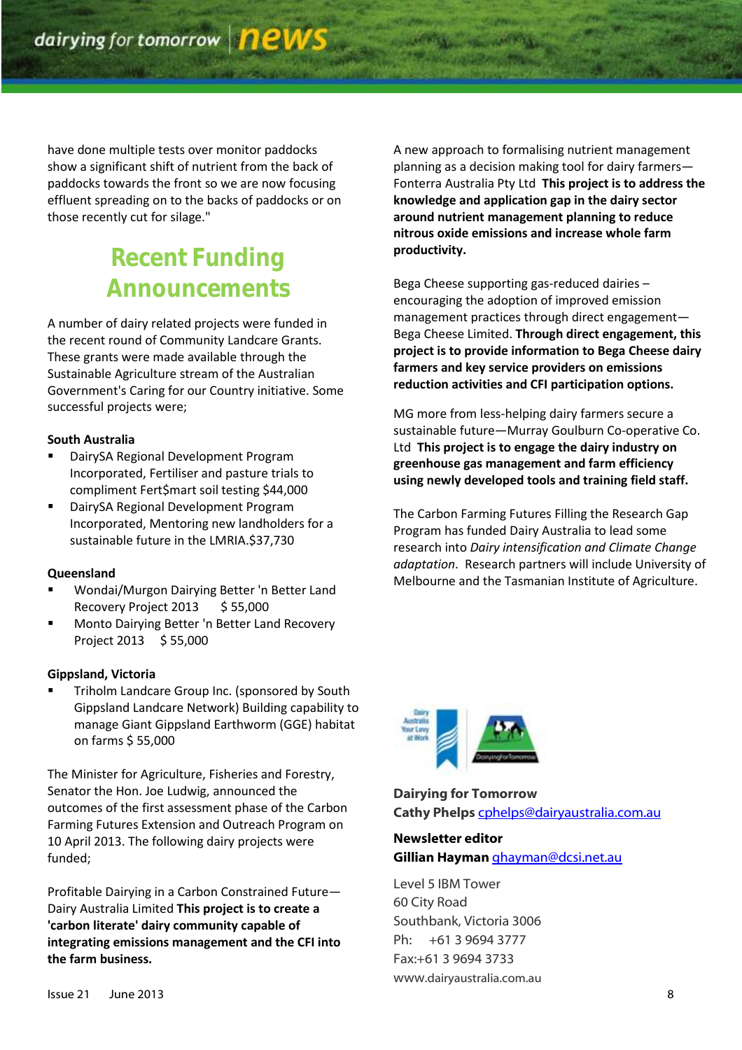have done multiple tests over monitor paddocks show a significant shift of nutrient from the back of paddocks towards the front so we are now focusing effluent spreading on to the backs of paddocks or on those recently cut for silage."

## Recent Funding Announcements

A number of dairy related projects were funded in the recent round of Community Landcare Grants. These grants were made available through the Sustainable Agriculture stream of the Australian Government's Caring for our Country initiative. Some successful projects were;

**South Australia**

- DairySA Regional Development Program Incorporated, Fertiliser and pasture trials to compliment Fert$mart soil testing $44,000
- DairySA Regional Development Program Incorporated, Mentoring new landholders for a sustainable future in the LMRIA.$37,730

**Queensland**

- Wondai/Murgon Dairying Better 'n Better Land Recovery Project 2013 $ 55,000
- Monto Dairying Better 'n Better Land Recovery Project 2013 $ 55,000

**Gippsland, Victoria**

- Triholm Landcare Group Inc. (sponsored by South Gippsland Landcare Network) Building capability to manage Giant Gippsland Earthworm (GGE) habitat on farms $ 55,000

The Minister for Agriculture, Fisheries and Forestry, Senator the Hon. Joe Ludwig, announced the outcomes of the first assessment phase of the Carbon Farming Futures Extension and Outreach Program on 10 April 2013. The following dairy projects were funded;

Profitable Dairying in a Carbon Constrained Future—Dairy Australia Limited **This project is to create a 'carbon literate' dairy community capable of integrating emissions management and the CFI into the farm business.**

A new approach to formalising nutrient management planning as a decision making tool for dairy farmers—Fonterra Australia Pty Ltd **This project is to address the knowledge and application gap in the dairy sector around nutrient management planning to reduce nitrous oxide emissions and increase whole farm productivity.**

Bega Cheese supporting gas-reduced dairies – encouraging the adoption of improved emission management practices through direct engagement—Bega Cheese Limited. **Through direct engagement, this project is to provide information to Bega Cheese dairy farmers and key service providers on emissions reduction activities and CFI participation options.**

MG more from less-helping dairy farmers secure a sustainable future—Murray Goulburn Co-operative Co. Ltd **This project is to engage the dairy industry on greenhouse gas management and farm efficiency using newly developed tools and training field staff.**

The Carbon Farming Futures Filling the Research Gap Program has funded Dairy Australia to lead some research into *Dairy intensification and Climate Change adaptation*. Research partners will include University of Melbourne and the Tasmanian Institute of Agriculture.

**Dairying for Tomorrow**
**Cathy Phelps** cphelps@dairyaustralia.com.au

**Newsletter editor**
**Gillian Hayman** ghayman@dcsi.net.au

Level 5 IBM Tower
60 City Road
Southbank, Victoria 3006
Ph: +61 3 9694 3777
Fax:+61 3 9694 3733
www.dairyaustralia.com.au